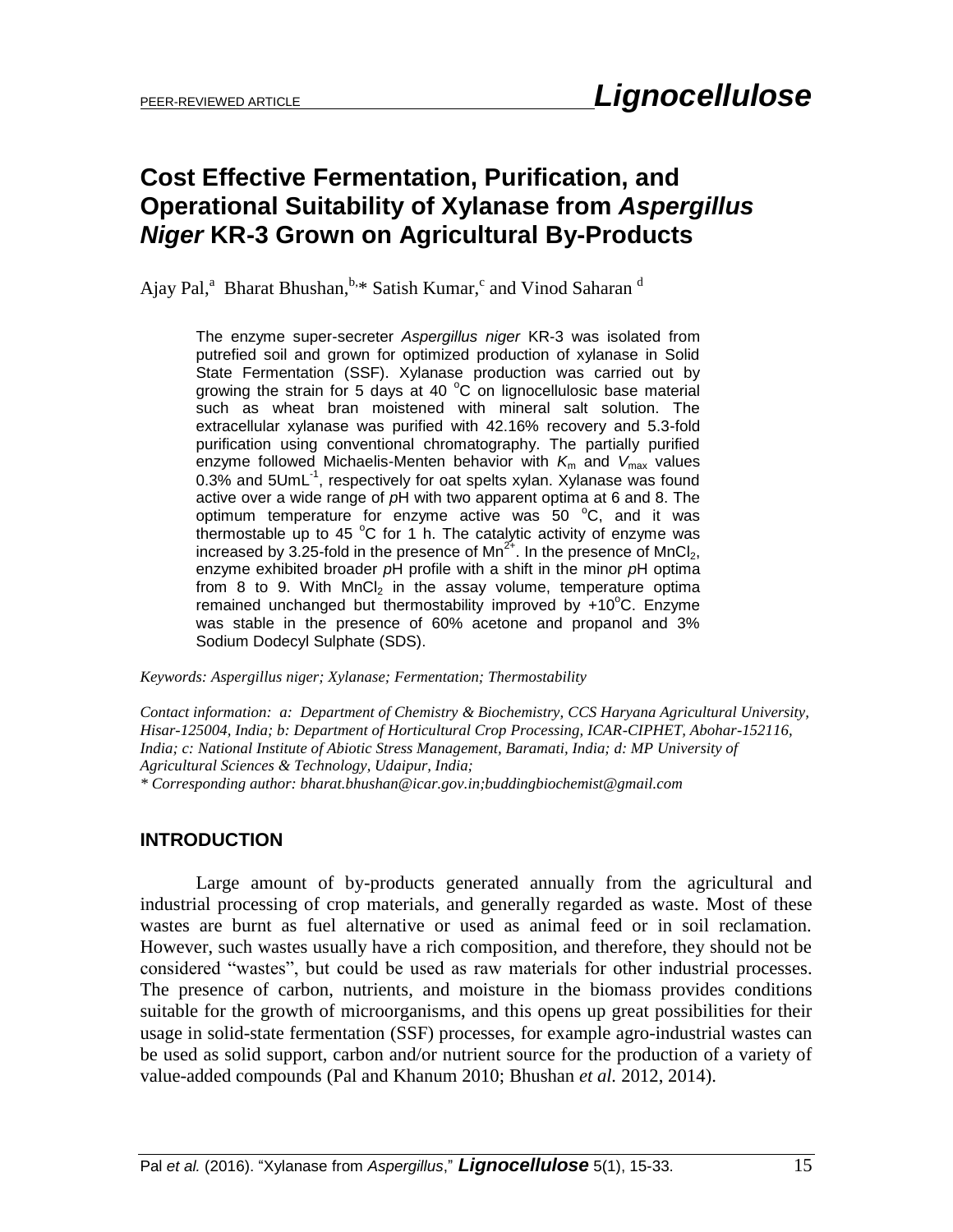# Cost Effective Fermentation, Purification, and Operational Suitability of Xylanase from *Aspergillus Niger* KR-3 Grown on Agricultural By-Products

Ajay Pal,[a] Bharat Bhushan,[b,*] Satish Kumar,[c] and Vinod Saharan [d]

The enzyme super-secreter *Aspergillus niger* KR-3 was isolated from putrefied soil and grown for optimized production of xylanase in Solid State Fermentation (SSF). Xylanase production was carried out by growing the strain for 5 days at 40 °C on lignocellulosic base material such as wheat bran moistened with mineral salt solution. The extracellular xylanase was purified with 42.16% recovery and 5.3-fold purification using conventional chromatography. The partially purified enzyme followed Michaelis-Menten behavior with $K_m$ and $V_{max}$ values 0.3% and 5UmL$^{-1}$, respectively for oat spelts xylan. Xylanase was found active over a wide range of *p*H with two apparent optima at 6 and 8. The optimum temperature for enzyme active was 50 °C, and it was thermostable up to 45 °C for 1 h. The catalytic activity of enzyme was increased by 3.25-fold in the presence of $Mn^{2+}$. In the presence of $MnCl_2$, enzyme exhibited broader *p*H profile with a shift in the minor *p*H optima from 8 to 9. With $MnCl_2$ in the assay volume, temperature optima remained unchanged but thermostability improved by +10°C. Enzyme was stable in the presence of 60% acetone and propanol and 3% Sodium Dodecyl Sulphate (SDS).

*Keywords: Aspergillus niger; Xylanase; Fermentation; Thermostability*

*Contact information: a: Department of Chemistry & Biochemistry, CCS Haryana Agricultural University, Hisar-125004, India; b: Department of Horticultural Crop Processing, ICAR-CIPHET, Abohar-152116, India; c: National Institute of Abiotic Stress Management, Baramati, India; d: MP University of Agricultural Sciences & Technology, Udaipur, India;*
*\* Corresponding author: bharat.bhushan@icar.gov.in;buddingbiochemist@gmail.com*

## INTRODUCTION

Large amount of by-products generated annually from the agricultural and industrial processing of crop materials, and generally regarded as waste. Most of these wastes are burnt as fuel alternative or used as animal feed or in soil reclamation. However, such wastes usually have a rich composition, and therefore, they should not be considered "wastes", but could be used as raw materials for other industrial processes. The presence of carbon, nutrients, and moisture in the biomass provides conditions suitable for the growth of microorganisms, and this opens up great possibilities for their usage in solid-state fermentation (SSF) processes, for example agro-industrial wastes can be used as solid support, carbon and/or nutrient source for the production of a variety of value-added compounds (Pal and Khanum 2010; Bhushan *et al.* 2012, 2014).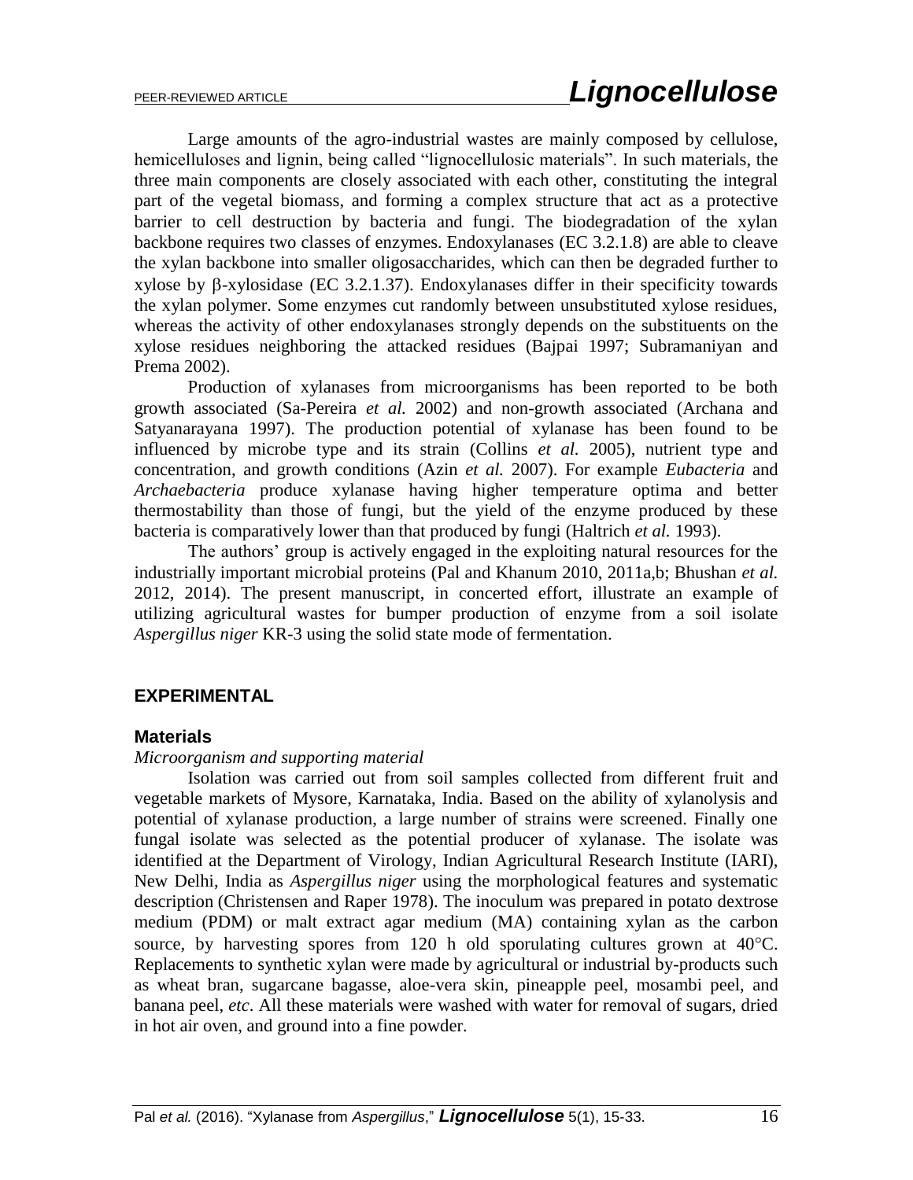Large amounts of the agro-industrial wastes are mainly composed by cellulose, hemicelluloses and lignin, being called "lignocellulosic materials". In such materials, the three main components are closely associated with each other, constituting the integral part of the vegetal biomass, and forming a complex structure that act as a protective barrier to cell destruction by bacteria and fungi. The biodegradation of the xylan backbone requires two classes of enzymes. Endoxylanases (EC 3.2.1.8) are able to cleave the xylan backbone into smaller oligosaccharides, which can then be degraded further to xylose by β-xylosidase (EC 3.2.1.37). Endoxylanases differ in their specificity towards the xylan polymer. Some enzymes cut randomly between unsubstituted xylose residues, whereas the activity of other endoxylanases strongly depends on the substituents on the xylose residues neighboring the attacked residues (Bajpai 1997; Subramaniyan and Prema 2002).

Production of xylanases from microorganisms has been reported to be both growth associated (Sa-Pereira *et al.* 2002) and non-growth associated (Archana and Satyanarayana 1997). The production potential of xylanase has been found to be influenced by microbe type and its strain (Collins *et al.* 2005), nutrient type and concentration, and growth conditions (Azin *et al.* 2007). For example *Eubacteria* and *Archaebacteria* produce xylanase having higher temperature optima and better thermostability than those of fungi, but the yield of the enzyme produced by these bacteria is comparatively lower than that produced by fungi (Haltrich *et al.* 1993).

The authors' group is actively engaged in the exploiting natural resources for the industrially important microbial proteins (Pal and Khanum 2010, 2011a,b; Bhushan *et al.* 2012, 2014). The present manuscript, in concerted effort, illustrate an example of utilizing agricultural wastes for bumper production of enzyme from a soil isolate *Aspergillus niger* KR-3 using the solid state mode of fermentation.

## EXPERIMENTAL

### Materials

*Microorganism and supporting material*

Isolation was carried out from soil samples collected from different fruit and vegetable markets of Mysore, Karnataka, India. Based on the ability of xylanolysis and potential of xylanase production, a large number of strains were screened. Finally one fungal isolate was selected as the potential producer of xylanase. The isolate was identified at the Department of Virology, Indian Agricultural Research Institute (IARI), New Delhi, India as *Aspergillus niger* using the morphological features and systematic description (Christensen and Raper 1978). The inoculum was prepared in potato dextrose medium (PDM) or malt extract agar medium (MA) containing xylan as the carbon source, by harvesting spores from 120 h old sporulating cultures grown at 40°C. Replacements to synthetic xylan were made by agricultural or industrial by-products such as wheat bran, sugarcane bagasse, aloe-vera skin, pineapple peel, mosambi peel, and banana peel, *etc*. All these materials were washed with water for removal of sugars, dried in hot air oven, and ground into a fine powder.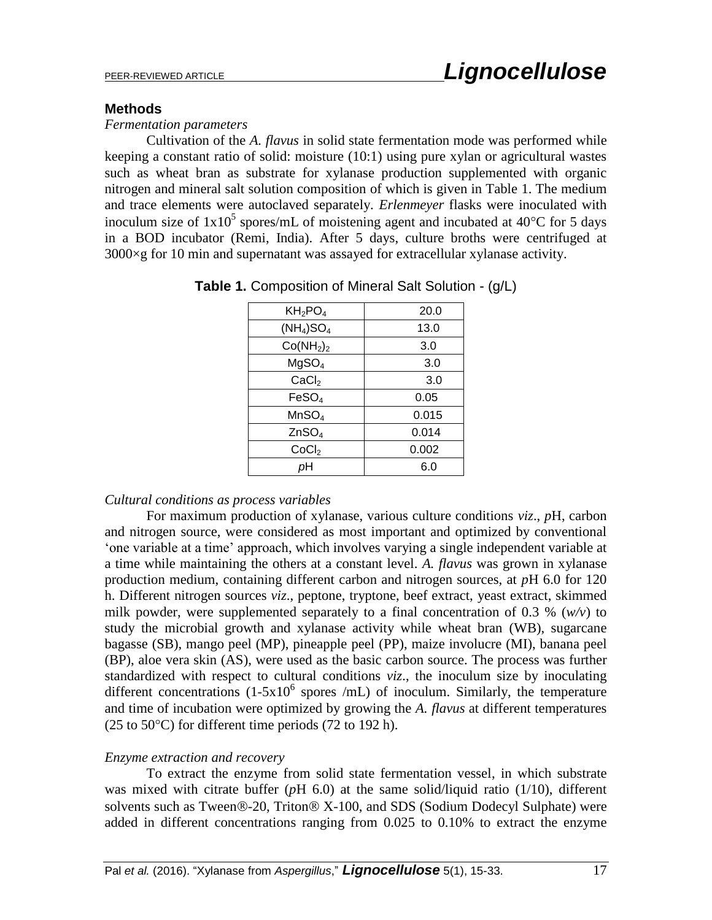## Methods

*Fermentation parameters*

Cultivation of the *A. flavus* in solid state fermentation mode was performed while keeping a constant ratio of solid: moisture (10:1) using pure xylan or agricultural wastes such as wheat bran as substrate for xylanase production supplemented with organic nitrogen and mineral salt solution composition of which is given in Table 1. The medium and trace elements were autoclaved separately. *Erlenmeyer* flasks were inoculated with inoculum size of $1x10^5$ spores/mL of moistening agent and incubated at 40°C for 5 days in a BOD incubator (Remi, India). After 5 days, culture broths were centrifuged at 3000×g for 10 min and supernatant was assayed for extracellular xylanase activity.

**Table 1.** Composition of Mineral Salt Solution - (g/L)

| | |
|---|---|
| $KH_2PO_4$ | 20.0 |
| $(NH_4)SO_4$ | 13.0 |
| $Co(NH_2)_2$ | 3.0 |
| $MgSO_4$ | 3.0 |
| $CaCl_2$ | 3.0 |
| $FeSO_4$ | 0.05 |
| $MnSO_4$ | 0.015 |
| $ZnSO_4$ | 0.014 |
| $CoCl_2$ | 0.002 |
| *p*H | 6.0 |

*Cultural conditions as process variables*

For maximum production of xylanase, various culture conditions *viz*., *p*H, carbon and nitrogen source, were considered as most important and optimized by conventional 'one variable at a time' approach, which involves varying a single independent variable at a time while maintaining the others at a constant level. *A. flavus* was grown in xylanase production medium, containing different carbon and nitrogen sources, at *p*H 6.0 for 120 h. Different nitrogen sources *viz*., peptone, tryptone, beef extract, yeast extract, skimmed milk powder, were supplemented separately to a final concentration of 0.3 % (*w/v*) to study the microbial growth and xylanase activity while wheat bran (WB), sugarcane bagasse (SB), mango peel (MP), pineapple peel (PP), maize involucre (MI), banana peel (BP), aloe vera skin (AS), were used as the basic carbon source. The process was further standardized with respect to cultural conditions *viz*., the inoculum size by inoculating different concentrations ($1\text{-}5x10^6$ spores /mL) of inoculum. Similarly, the temperature and time of incubation were optimized by growing the *A. flavus* at different temperatures (25 to 50°C) for different time periods (72 to 192 h).

*Enzyme extraction and recovery*

To extract the enzyme from solid state fermentation vessel, in which substrate was mixed with citrate buffer (*p*H 6.0) at the same solid/liquid ratio (1/10), different solvents such as Tween®-20, Triton® X-100, and SDS (Sodium Dodecyl Sulphate) were added in different concentrations ranging from 0.025 to 0.10% to extract the enzyme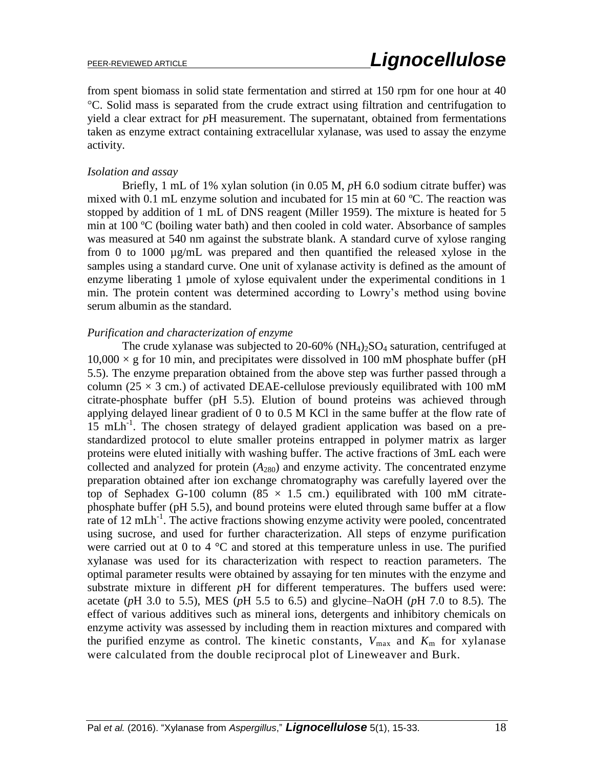from spent biomass in solid state fermentation and stirred at 150 rpm for one hour at 40 °C. Solid mass is separated from the crude extract using filtration and centrifugation to yield a clear extract for *p*H measurement. The supernatant, obtained from fermentations taken as enzyme extract containing extracellular xylanase, was used to assay the enzyme activity.

### *Isolation and assay*

Briefly, 1 mL of 1% xylan solution (in 0.05 M, *p*H 6.0 sodium citrate buffer) was mixed with 0.1 mL enzyme solution and incubated for 15 min at 60 ºC. The reaction was stopped by addition of 1 mL of DNS reagent (Miller 1959). The mixture is heated for 5 min at 100 ºC (boiling water bath) and then cooled in cold water. Absorbance of samples was measured at 540 nm against the substrate blank. A standard curve of xylose ranging from 0 to 1000 µg/mL was prepared and then quantified the released xylose in the samples using a standard curve. One unit of xylanase activity is defined as the amount of enzyme liberating 1 µmole of xylose equivalent under the experimental conditions in 1 min. The protein content was determined according to Lowry's method using bovine serum albumin as the standard.

### *Purification and characterization of enzyme*

The crude xylanase was subjected to 20-60% $(NH_4)_2SO_4$ saturation, centrifuged at $10{,}000 \times g$ for 10 min, and precipitates were dissolved in 100 mM phosphate buffer (pH 5.5). The enzyme preparation obtained from the above step was further passed through a column ($25 \times 3$ cm.) of activated DEAE-cellulose previously equilibrated with 100 mM citrate-phosphate buffer (pH 5.5). Elution of bound proteins was achieved through applying delayed linear gradient of 0 to 0.5 M KCl in the same buffer at the flow rate of 15 $mLh^{-1}$. The chosen strategy of delayed gradient application was based on a pre-standardized protocol to elute smaller proteins entrapped in polymer matrix as larger proteins were eluted initially with washing buffer. The active fractions of 3mL each were collected and analyzed for protein ($A_{280}$) and enzyme activity. The concentrated enzyme preparation obtained after ion exchange chromatography was carefully layered over the top of Sephadex G-100 column ($85 \times 1.5$ cm.) equilibrated with 100 mM citrate-phosphate buffer (pH 5.5), and bound proteins were eluted through same buffer at a flow rate of 12 $mLh^{-1}$. The active fractions showing enzyme activity were pooled, concentrated using sucrose, and used for further characterization. All steps of enzyme purification were carried out at 0 to 4 °C and stored at this temperature unless in use. The purified xylanase was used for its characterization with respect to reaction parameters. The optimal parameter results were obtained by assaying for ten minutes with the enzyme and substrate mixture in different *p*H for different temperatures. The buffers used were: acetate (*p*H 3.0 to 5.5), MES (*p*H 5.5 to 6.5) and glycine–NaOH (*p*H 7.0 to 8.5). The effect of various additives such as mineral ions, detergents and inhibitory chemicals on enzyme activity was assessed by including them in reaction mixtures and compared with the purified enzyme as control. The kinetic constants, $V_{max}$ and $K_m$ for xylanase were calculated from the double reciprocal plot of Lineweaver and Burk.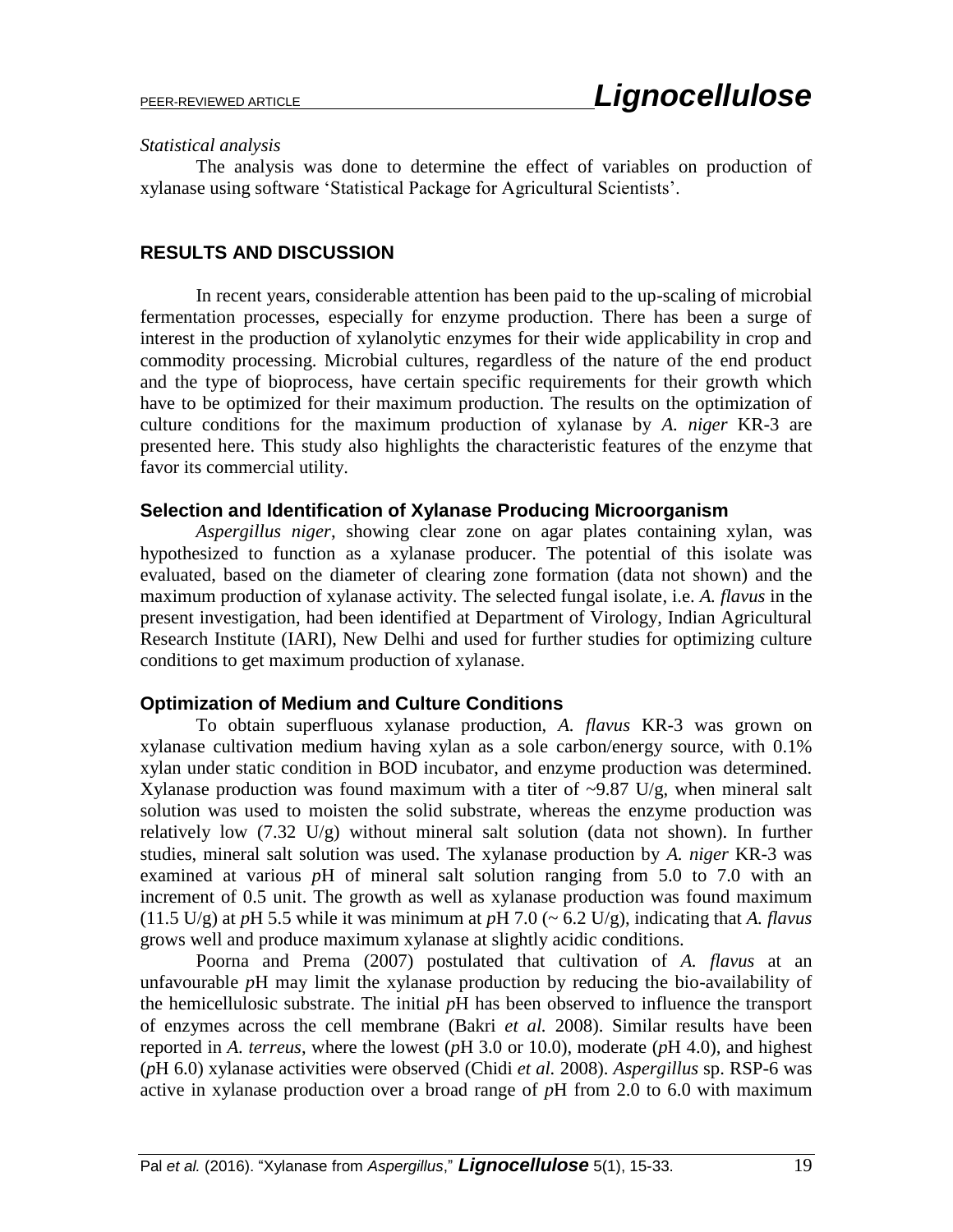*Statistical analysis*

The analysis was done to determine the effect of variables on production of xylanase using software 'Statistical Package for Agricultural Scientists'.

## RESULTS AND DISCUSSION

In recent years, considerable attention has been paid to the up-scaling of microbial fermentation processes, especially for enzyme production. There has been a surge of interest in the production of xylanolytic enzymes for their wide applicability in crop and commodity processing. Microbial cultures, regardless of the nature of the end product and the type of bioprocess, have certain specific requirements for their growth which have to be optimized for their maximum production. The results on the optimization of culture conditions for the maximum production of xylanase by *A. niger* KR-3 are presented here. This study also highlights the characteristic features of the enzyme that favor its commercial utility.

### Selection and Identification of Xylanase Producing Microorganism

*Aspergillus niger*, showing clear zone on agar plates containing xylan, was hypothesized to function as a xylanase producer. The potential of this isolate was evaluated, based on the diameter of clearing zone formation (data not shown) and the maximum production of xylanase activity. The selected fungal isolate, i.e. *A. flavus* in the present investigation, had been identified at Department of Virology, Indian Agricultural Research Institute (IARI), New Delhi and used for further studies for optimizing culture conditions to get maximum production of xylanase.

### Optimization of Medium and Culture Conditions

To obtain superfluous xylanase production, *A. flavus* KR-3 was grown on xylanase cultivation medium having xylan as a sole carbon/energy source, with 0.1% xylan under static condition in BOD incubator, and enzyme production was determined. Xylanase production was found maximum with a titer of ~9.87 U/g, when mineral salt solution was used to moisten the solid substrate, whereas the enzyme production was relatively low (7.32 U/g) without mineral salt solution (data not shown). In further studies, mineral salt solution was used. The xylanase production by *A. niger* KR-3 was examined at various *p*H of mineral salt solution ranging from 5.0 to 7.0 with an increment of 0.5 unit. The growth as well as xylanase production was found maximum (11.5 U/g) at *p*H 5.5 while it was minimum at *p*H 7.0 (~ 6.2 U/g), indicating that *A. flavus* grows well and produce maximum xylanase at slightly acidic conditions.

Poorna and Prema (2007) postulated that cultivation of *A. flavus* at an unfavourable *p*H may limit the xylanase production by reducing the bio-availability of the hemicellulosic substrate. The initial *p*H has been observed to influence the transport of enzymes across the cell membrane (Bakri *et al.* 2008). Similar results have been reported in *A. terreus*, where the lowest (*p*H 3.0 or 10.0), moderate (*p*H 4.0), and highest (*p*H 6.0) xylanase activities were observed (Chidi *et al.* 2008). *Aspergillus* sp. RSP-6 was active in xylanase production over a broad range of *p*H from 2.0 to 6.0 with maximum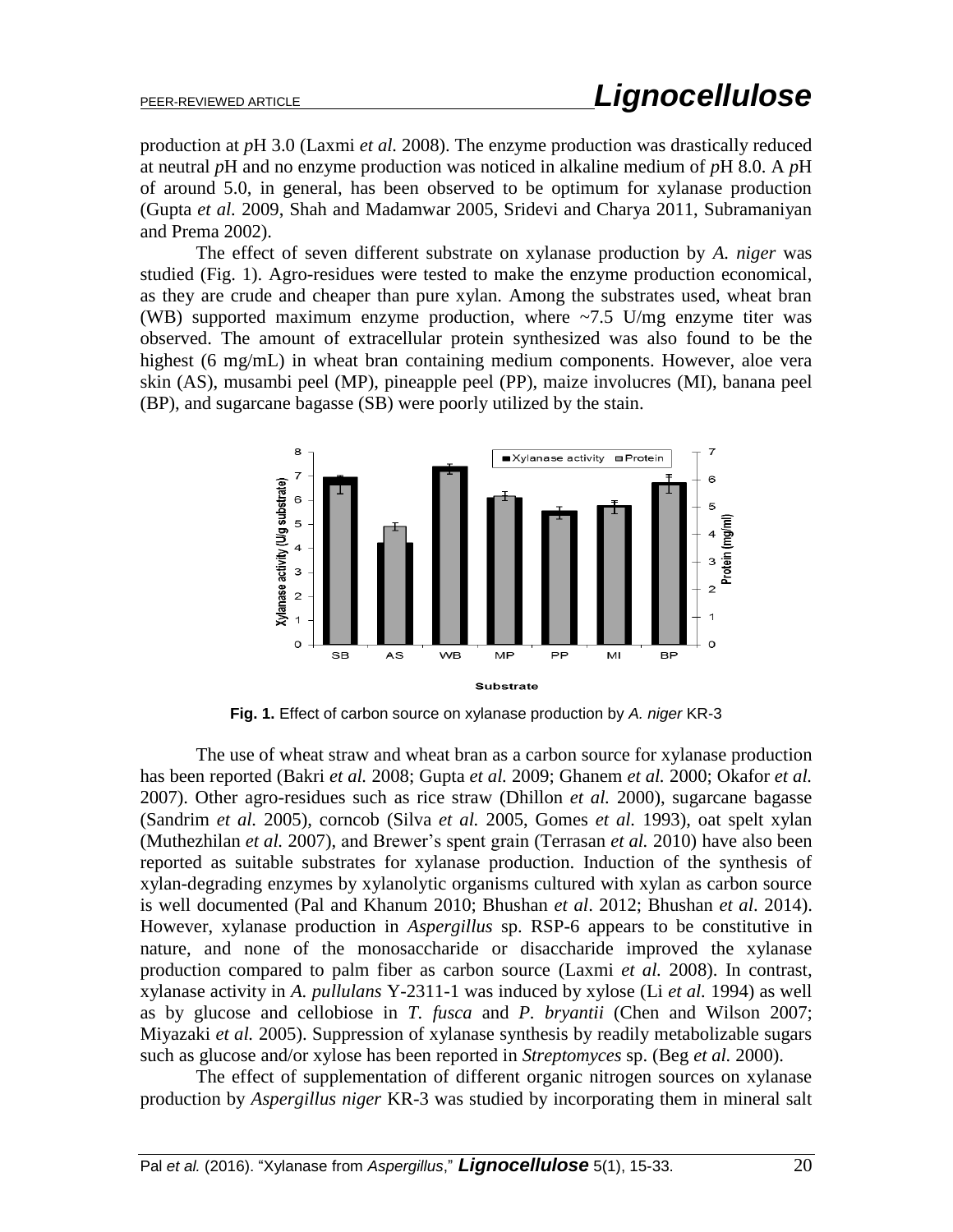production at *p*H 3.0 (Laxmi *et al.* 2008). The enzyme production was drastically reduced at neutral *p*H and no enzyme production was noticed in alkaline medium of *p*H 8.0. A *p*H of around 5.0, in general, has been observed to be optimum for xylanase production (Gupta *et al.* 2009, Shah and Madamwar 2005, Sridevi and Charya 2011, Subramaniyan and Prema 2002).

The effect of seven different substrate on xylanase production by *A. niger* was studied (Fig. 1). Agro-residues were tested to make the enzyme production economical, as they are crude and cheaper than pure xylan. Among the substrates used, wheat bran (WB) supported maximum enzyme production, where ~7.5 U/mg enzyme titer was observed. The amount of extracellular protein synthesized was also found to be the highest (6 mg/mL) in wheat bran containing medium components. However, aloe vera skin (AS), musambi peel (MP), pineapple peel (PP), maize involucres (MI), banana peel (BP), and sugarcane bagasse (SB) were poorly utilized by the stain.

**Fig. 1.** Effect of carbon source on xylanase production by *A. niger* KR-3

The use of wheat straw and wheat bran as a carbon source for xylanase production has been reported (Bakri *et al.* 2008; Gupta *et al.* 2009; Ghanem *et al.* 2000; Okafor *et al.* 2007). Other agro-residues such as rice straw (Dhillon *et al.* 2000), sugarcane bagasse (Sandrim *et al.* 2005), corncob (Silva *et al.* 2005, Gomes *et al.* 1993), oat spelt xylan (Muthezhilan *et al.* 2007), and Brewer's spent grain (Terrasan *et al.* 2010) have also been reported as suitable substrates for xylanase production. Induction of the synthesis of xylan-degrading enzymes by xylanolytic organisms cultured with xylan as carbon source is well documented (Pal and Khanum 2010; Bhushan *et al*. 2012; Bhushan *et al*. 2014). However, xylanase production in *Aspergillus* sp. RSP-6 appears to be constitutive in nature, and none of the monosaccharide or disaccharide improved the xylanase production compared to palm fiber as carbon source (Laxmi *et al.* 2008). In contrast, xylanase activity in *A. pullulans* Y-2311-1 was induced by xylose (Li *et al.* 1994) as well as by glucose and cellobiose in *T. fusca* and *P. bryantii* (Chen and Wilson 2007; Miyazaki *et al.* 2005). Suppression of xylanase synthesis by readily metabolizable sugars such as glucose and/or xylose has been reported in *Streptomyces* sp. (Beg *et al.* 2000).

The effect of supplementation of different organic nitrogen sources on xylanase production by *Aspergillus niger* KR-3 was studied by incorporating them in mineral salt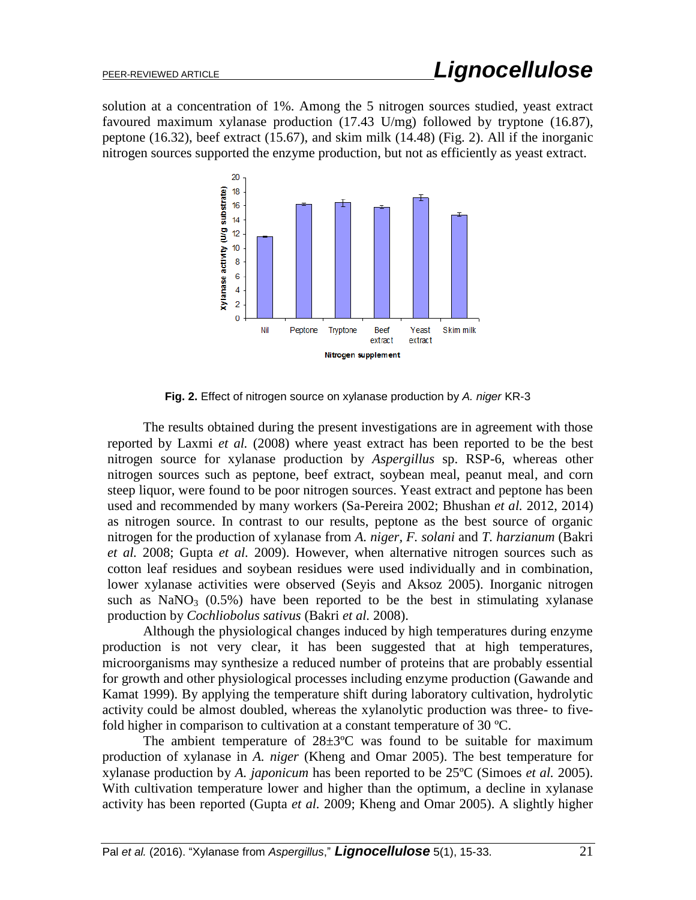solution at a concentration of 1%. Among the 5 nitrogen sources studied, yeast extract favoured maximum xylanase production (17.43 U/mg) followed by tryptone (16.87), peptone (16.32), beef extract (15.67), and skim milk (14.48) (Fig. 2). All if the inorganic nitrogen sources supported the enzyme production, but not as efficiently as yeast extract.

**Fig. 2.** Effect of nitrogen source on xylanase production by *A. niger* KR-3

The results obtained during the present investigations are in agreement with those reported by Laxmi *et al.* (2008) where yeast extract has been reported to be the best nitrogen source for xylanase production by *Aspergillus* sp. RSP-6, whereas other nitrogen sources such as peptone, beef extract, soybean meal, peanut meal, and corn steep liquor, were found to be poor nitrogen sources. Yeast extract and peptone has been used and recommended by many workers (Sa-Pereira 2002; Bhushan *et al.* 2012, 2014) as nitrogen source. In contrast to our results, peptone as the best source of organic nitrogen for the production of xylanase from *A. niger*, *F. solani* and *T. harzianum* (Bakri *et al.* 2008; Gupta *et al.* 2009). However, when alternative nitrogen sources such as cotton leaf residues and soybean residues were used individually and in combination, lower xylanase activities were observed (Seyis and Aksoz 2005). Inorganic nitrogen such as $NaNO_3$ (0.5%) have been reported to be the best in stimulating xylanase production by *Cochliobolus sativus* (Bakri *et al.* 2008).

Although the physiological changes induced by high temperatures during enzyme production is not very clear, it has been suggested that at high temperatures, microorganisms may synthesize a reduced number of proteins that are probably essential for growth and other physiological processes including enzyme production (Gawande and Kamat 1999). By applying the temperature shift during laboratory cultivation, hydrolytic activity could be almost doubled, whereas the xylanolytic production was three- to five-fold higher in comparison to cultivation at a constant temperature of 30 ºC.

The ambient temperature of 28±3ºC was found to be suitable for maximum production of xylanase in *A. niger* (Kheng and Omar 2005). The best temperature for xylanase production by *A. japonicum* has been reported to be 25ºC (Simoes *et al.* 2005). With cultivation temperature lower and higher than the optimum, a decline in xylanase activity has been reported (Gupta *et al.* 2009; Kheng and Omar 2005). A slightly higher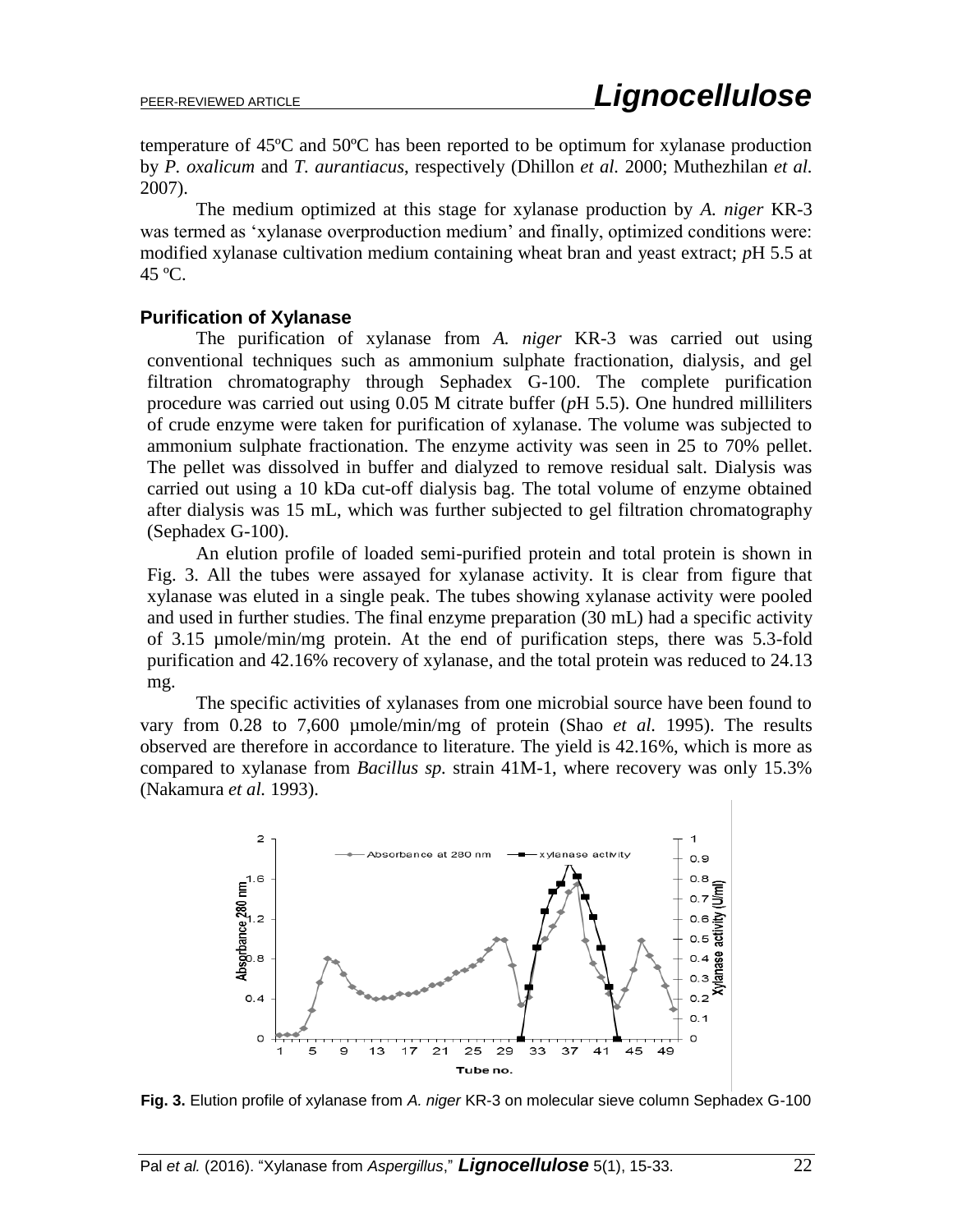temperature of 45ºC and 50ºC has been reported to be optimum for xylanase production by *P. oxalicum* and *T. aurantiacus*, respectively (Dhillon *et al.* 2000; Muthezhilan *et al.* 2007).

The medium optimized at this stage for xylanase production by *A. niger* KR-3 was termed as 'xylanase overproduction medium' and finally, optimized conditions were: modified xylanase cultivation medium containing wheat bran and yeast extract; *p*H 5.5 at 45 ºC.

### Purification of Xylanase

The purification of xylanase from *A. niger* KR-3 was carried out using conventional techniques such as ammonium sulphate fractionation, dialysis, and gel filtration chromatography through Sephadex G-100. The complete purification procedure was carried out using 0.05 M citrate buffer (*p*H 5.5). One hundred milliliters of crude enzyme were taken for purification of xylanase. The volume was subjected to ammonium sulphate fractionation. The enzyme activity was seen in 25 to 70% pellet. The pellet was dissolved in buffer and dialyzed to remove residual salt. Dialysis was carried out using a 10 kDa cut-off dialysis bag. The total volume of enzyme obtained after dialysis was 15 mL, which was further subjected to gel filtration chromatography (Sephadex G-100).

An elution profile of loaded semi-purified protein and total protein is shown in Fig. 3. All the tubes were assayed for xylanase activity. It is clear from figure that xylanase was eluted in a single peak. The tubes showing xylanase activity were pooled and used in further studies. The final enzyme preparation (30 mL) had a specific activity of 3.15 µmole/min/mg protein. At the end of purification steps, there was 5.3-fold purification and 42.16% recovery of xylanase, and the total protein was reduced to 24.13 mg.

The specific activities of xylanases from one microbial source have been found to vary from 0.28 to 7,600 µmole/min/mg of protein (Shao *et al.* 1995). The results observed are therefore in accordance to literature. The yield is 42.16%, which is more as compared to xylanase from *Bacillus sp.* strain 41M-1, where recovery was only 15.3% (Nakamura *et al.* 1993).

**Fig. 3.** Elution profile of xylanase from *A. niger* KR-3 on molecular sieve column Sephadex G-100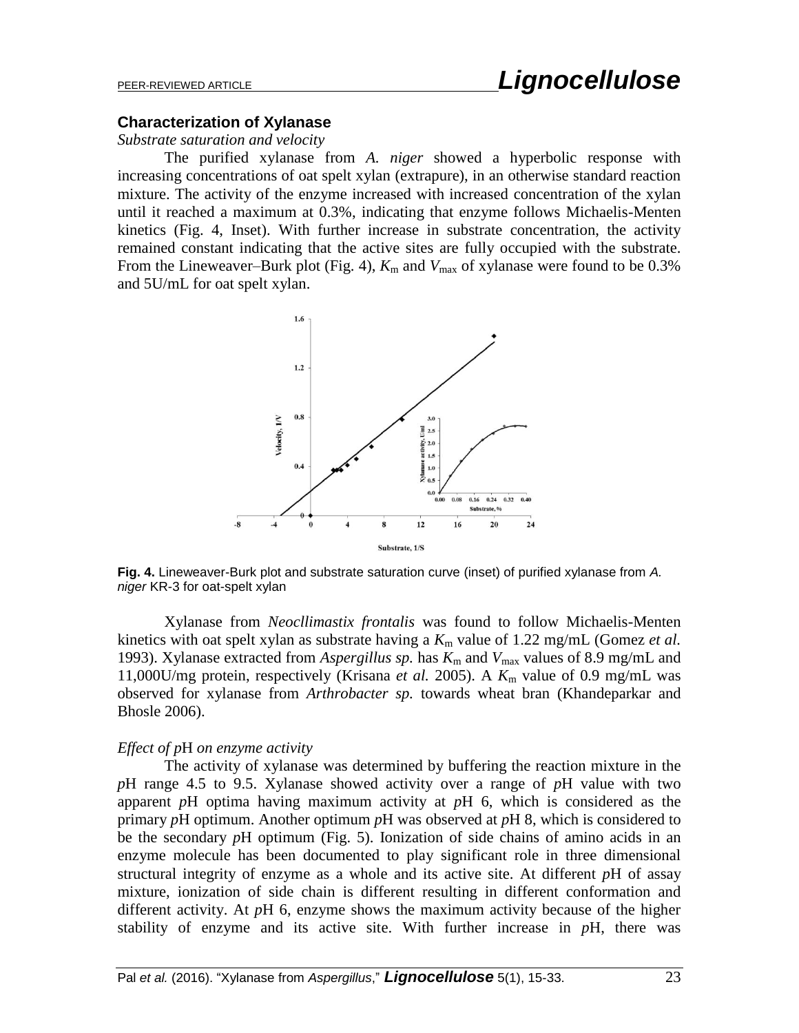## Characterization of Xylanase

*Substrate saturation and velocity*

The purified xylanase from *A. niger* showed a hyperbolic response with increasing concentrations of oat spelt xylan (extrapure), in an otherwise standard reaction mixture. The activity of the enzyme increased with increased concentration of the xylan until it reached a maximum at 0.3%, indicating that enzyme follows Michaelis-Menten kinetics (Fig. 4, Inset). With further increase in substrate concentration, the activity remained constant indicating that the active sites are fully occupied with the substrate. From the Lineweaver–Burk plot (Fig. 4), $K_m$ and $V_{max}$ of xylanase were found to be 0.3% and 5U/mL for oat spelt xylan.

**Fig. 4.** Lineweaver-Burk plot and substrate saturation curve (inset) of purified xylanase from *A. niger* KR-3 for oat-spelt xylan

Xylanase from *Neocllimastix frontalis* was found to follow Michaelis-Menten kinetics with oat spelt xylan as substrate having a $K_m$ value of 1.22 mg/mL (Gomez *et al.* 1993). Xylanase extracted from *Aspergillus sp.* has $K_m$ and $V_{max}$ values of 8.9 mg/mL and 11,000U/mg protein, respectively (Krisana *et al.* 2005). A $K_m$ value of 0.9 mg/mL was observed for xylanase from *Arthrobacter sp.* towards wheat bran (Khandeparkar and Bhosle 2006).

*Effect of pH on enzyme activity*

The activity of xylanase was determined by buffering the reaction mixture in the *p*H range 4.5 to 9.5. Xylanase showed activity over a range of *p*H value with two apparent *p*H optima having maximum activity at *p*H 6, which is considered as the primary *p*H optimum. Another optimum *p*H was observed at *p*H 8, which is considered to be the secondary *p*H optimum (Fig. 5). Ionization of side chains of amino acids in an enzyme molecule has been documented to play significant role in three dimensional structural integrity of enzyme as a whole and its active site. At different *p*H of assay mixture, ionization of side chain is different resulting in different conformation and different activity. At *p*H 6, enzyme shows the maximum activity because of the higher stability of enzyme and its active site. With further increase in *p*H, there was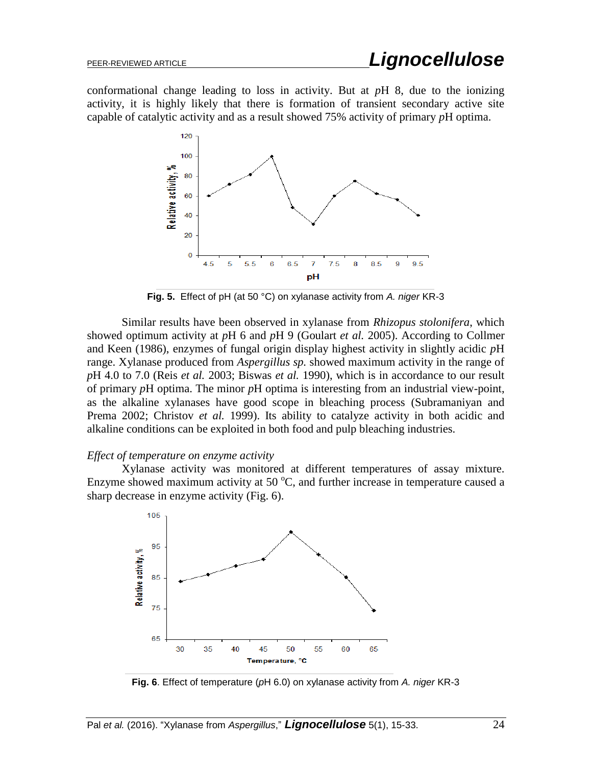conformational change leading to loss in activity. But at *p*H 8, due to the ionizing activity, it is highly likely that there is formation of transient secondary active site capable of catalytic activity and as a result showed 75% activity of primary *p*H optima.

**Fig. 5.** Effect of pH (at 50 °C) on xylanase activity from *A. niger* KR-3

Similar results have been observed in xylanase from *Rhizopus stolonifera*, which showed optimum activity at *p*H 6 and *p*H 9 (Goulart *et al.* 2005). According to Collmer and Keen (1986), enzymes of fungal origin display highest activity in slightly acidic *p*H range. Xylanase produced from *Aspergillus sp.* showed maximum activity in the range of *p*H 4.0 to 7.0 (Reis *et al.* 2003; Biswas *et al.* 1990), which is in accordance to our result of primary *p*H optima. The minor *p*H optima is interesting from an industrial view-point, as the alkaline xylanases have good scope in bleaching process (Subramaniyan and Prema 2002; Christov *et al.* 1999). Its ability to catalyze activity in both acidic and alkaline conditions can be exploited in both food and pulp bleaching industries.

*Effect of temperature on enzyme activity*

Xylanase activity was monitored at different temperatures of assay mixture. Enzyme showed maximum activity at 50 $^{o}$C, and further increase in temperature caused a sharp decrease in enzyme activity (Fig. 6).

**Fig. 6**. Effect of temperature (*p*H 6.0) on xylanase activity from *A. niger* KR-3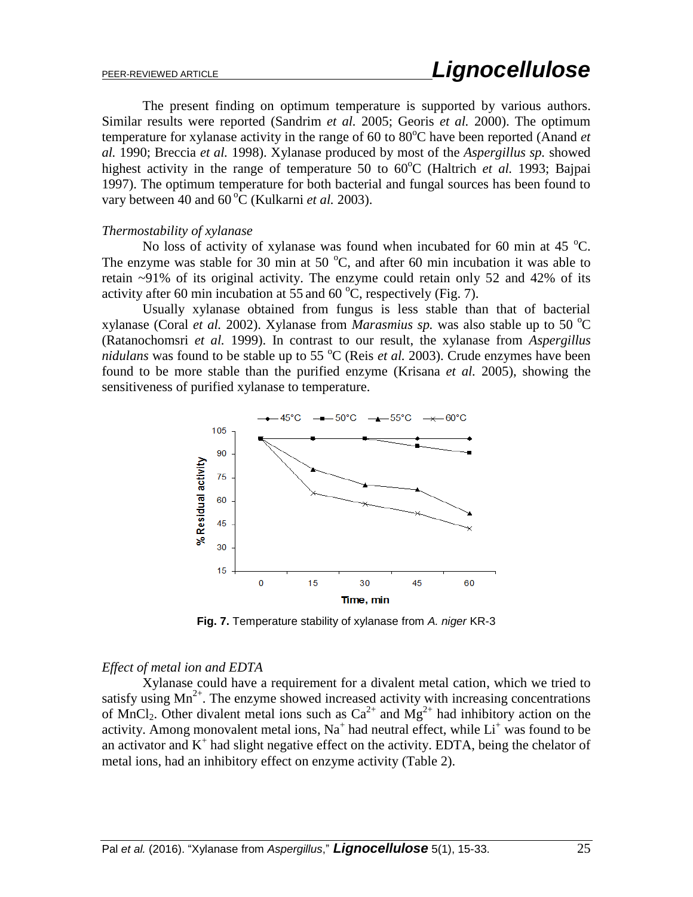The present finding on optimum temperature is supported by various authors. Similar results were reported (Sandrim *et al.* 2005; Georis *et al.* 2000). The optimum temperature for xylanase activity in the range of 60 to 80°C have been reported (Anand *et al.* 1990; Breccia *et al.* 1998). Xylanase produced by most of the *Aspergillus sp.* showed highest activity in the range of temperature 50 to 60°C (Haltrich *et al.* 1993; Bajpai 1997). The optimum temperature for both bacterial and fungal sources has been found to vary between 40 and 60 °C (Kulkarni *et al.* 2003).

### *Thermostability of xylanase*

No loss of activity of xylanase was found when incubated for 60 min at 45 °C. The enzyme was stable for 30 min at 50 °C, and after 60 min incubation it was able to retain ~91% of its original activity. The enzyme could retain only 52 and 42% of its activity after 60 min incubation at 55 and 60 °C, respectively (Fig. 7).

Usually xylanase obtained from fungus is less stable than that of bacterial xylanase (Coral *et al.* 2002). Xylanase from *Marasmius sp.* was also stable up to 50 °C (Ratanochomsri *et al.* 1999). In contrast to our result, the xylanase from *Aspergillus nidulans* was found to be stable up to 55 °C (Reis *et al.* 2003). Crude enzymes have been found to be more stable than the purified enzyme (Krisana *et al.* 2005), showing the sensitiveness of purified xylanase to temperature.

**Fig. 7.** Temperature stability of xylanase from *A. niger* KR-3

### *Effect of metal ion and EDTA*

Xylanase could have a requirement for a divalent metal cation, which we tried to satisfy using $Mn^{2+}$. The enzyme showed increased activity with increasing concentrations of $MnCl_2$. Other divalent metal ions such as $Ca^{2+}$ and $Mg^{2+}$ had inhibitory action on the activity. Among monovalent metal ions, $Na^+$ had neutral effect, while $Li^+$ was found to be an activator and $K^+$ had slight negative effect on the activity. EDTA, being the chelator of metal ions, had an inhibitory effect on enzyme activity (Table 2).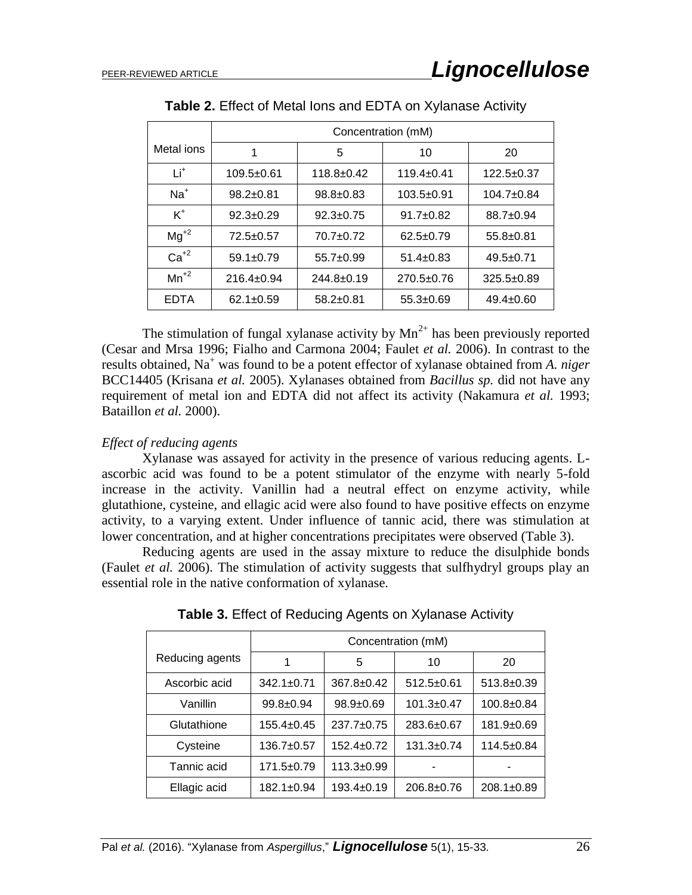**Table 2.** Effect of Metal Ions and EDTA on Xylanase Activity

| Metal ions | Concentration (mM) | | | |
|---|---|---|---|---|
| | 1 | 5 | 10 | 20 |
| $Li^+$ | 109.5±0.61 | 118.8±0.42 | 119.4±0.41 | 122.5±0.37 |
| $Na^+$ | 98.2±0.81 | 98.8±0.83 | 103.5±0.91 | 104.7±0.84 |
| $K^+$ | 92.3±0.29 | 92.3±0.75 | 91.7±0.82 | 88.7±0.94 |
| $Mg^{+2}$ | 72.5±0.57 | 70.7±0.72 | 62.5±0.79 | 55.8±0.81 |
| $Ca^{+2}$ | 59.1±0.79 | 55.7±0.99 | 51.4±0.83 | 49.5±0.71 |
| $Mn^{+2}$ | 216.4±0.94 | 244.8±0.19 | 270.5±0.76 | 325.5±0.89 |
| EDTA | 62.1±0.59 | 58.2±0.81 | 55.3±0.69 | 49.4±0.60 |

The stimulation of fungal xylanase activity by $Mn^{2+}$ has been previously reported (Cesar and Mrsa 1996; Fialho and Carmona 2004; Faulet *et al.* 2006). In contrast to the results obtained, $Na^+$ was found to be a potent effector of xylanase obtained from *A. niger* BCC14405 (Krisana *et al.* 2005). Xylanases obtained from *Bacillus sp.* did not have any requirement of metal ion and EDTA did not affect its activity (Nakamura *et al.* 1993; Bataillon *et al*. 2000).

*Effect of reducing agents*

Xylanase was assayed for activity in the presence of various reducing agents. L-ascorbic acid was found to be a potent stimulator of the enzyme with nearly 5-fold increase in the activity. Vanillin had a neutral effect on enzyme activity, while glutathione, cysteine, and ellagic acid were also found to have positive effects on enzyme activity, to a varying extent. Under influence of tannic acid, there was stimulation at lower concentration, and at higher concentrations precipitates were observed (Table 3).

Reducing agents are used in the assay mixture to reduce the disulphide bonds (Faulet *et al.* 2006). The stimulation of activity suggests that sulfhydryl groups play an essential role in the native conformation of xylanase.

**Table 3.** Effect of Reducing Agents on Xylanase Activity

| Reducing agents | Concentration (mM) | | | |
|---|---|---|---|---|
| | 1 | 5 | 10 | 20 |
| Ascorbic acid | 342.1±0.71 | 367.8±0.42 | 512.5±0.61 | 513.8±0.39 |
| Vanillin | 99.8±0.94 | 98.9±0.69 | 101.3±0.47 | 100.8±0.84 |
| Glutathione | 155.4±0.45 | 237.7±0.75 | 283.6±0.67 | 181.9±0.69 |
| Cysteine | 136.7±0.57 | 152.4±0.72 | 131.3±0.74 | 114.5±0.84 |
| Tannic acid | 171.5±0.79 | 113.3±0.99 | - | - |
| Ellagic acid | 182.1±0.94 | 193.4±0.19 | 206.8±0.76 | 208.1±0.89 |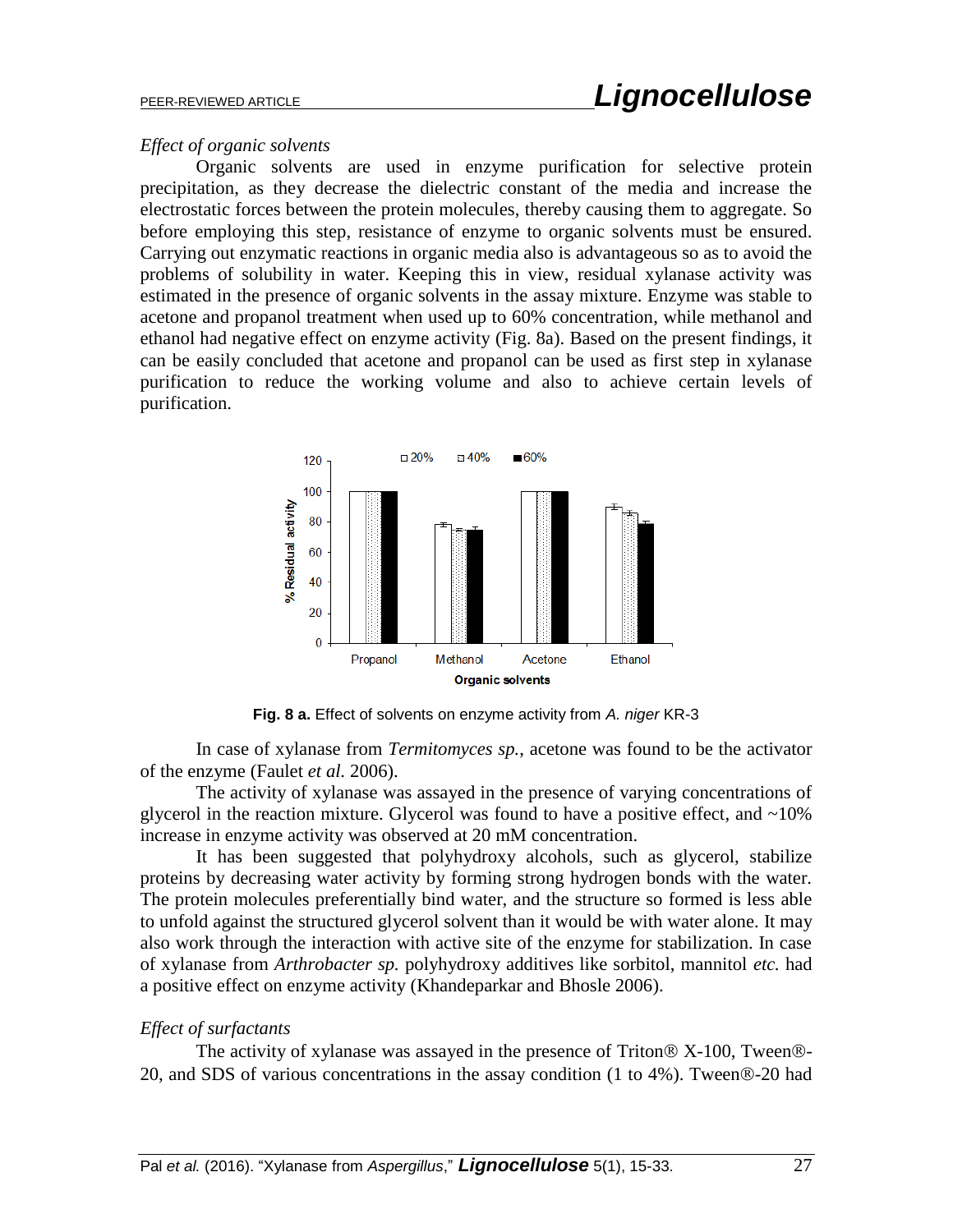*Effect of organic solvents*

Organic solvents are used in enzyme purification for selective protein precipitation, as they decrease the dielectric constant of the media and increase the electrostatic forces between the protein molecules, thereby causing them to aggregate. So before employing this step, resistance of enzyme to organic solvents must be ensured. Carrying out enzymatic reactions in organic media also is advantageous so as to avoid the problems of solubility in water. Keeping this in view, residual xylanase activity was estimated in the presence of organic solvents in the assay mixture. Enzyme was stable to acetone and propanol treatment when used up to 60% concentration, while methanol and ethanol had negative effect on enzyme activity (Fig. 8a). Based on the present findings, it can be easily concluded that acetone and propanol can be used as first step in xylanase purification to reduce the working volume and also to achieve certain levels of purification.

**Fig. 8 a.** Effect of solvents on enzyme activity from *A. niger* KR-3

In case of xylanase from *Termitomyces sp.*, acetone was found to be the activator of the enzyme (Faulet *et al.* 2006).

The activity of xylanase was assayed in the presence of varying concentrations of glycerol in the reaction mixture. Glycerol was found to have a positive effect, and ~10% increase in enzyme activity was observed at 20 mM concentration.

It has been suggested that polyhydroxy alcohols, such as glycerol, stabilize proteins by decreasing water activity by forming strong hydrogen bonds with the water. The protein molecules preferentially bind water, and the structure so formed is less able to unfold against the structured glycerol solvent than it would be with water alone. It may also work through the interaction with active site of the enzyme for stabilization. In case of xylanase from *Arthrobacter sp.* polyhydroxy additives like sorbitol, mannitol *etc.* had a positive effect on enzyme activity (Khandeparkar and Bhosle 2006).

*Effect of surfactants*

The activity of xylanase was assayed in the presence of Triton® X-100, Tween®-20, and SDS of various concentrations in the assay condition (1 to 4%). Tween®-20 had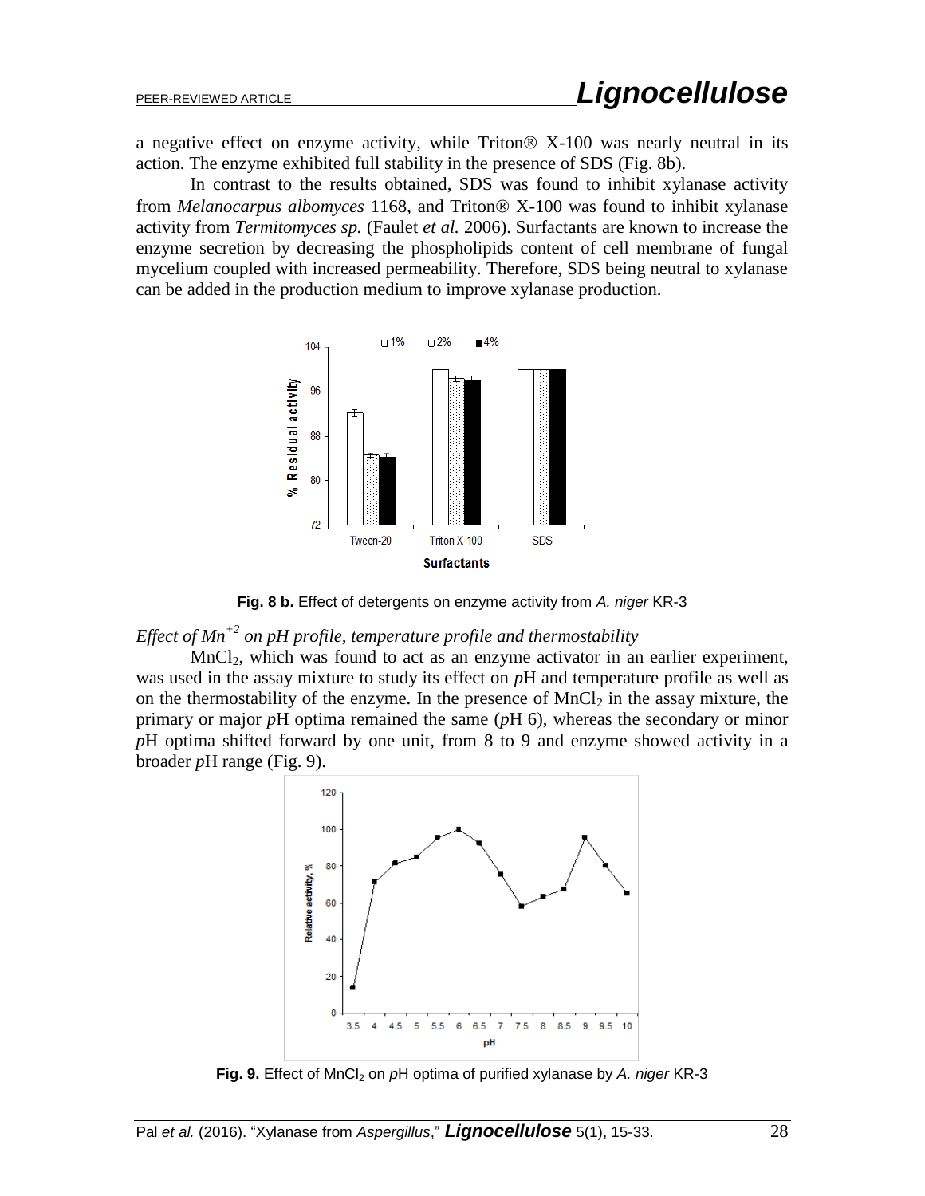a negative effect on enzyme activity, while Triton® X-100 was nearly neutral in its action. The enzyme exhibited full stability in the presence of SDS (Fig. 8b).

In contrast to the results obtained, SDS was found to inhibit xylanase activity from *Melanocarpus albomyces* 1168, and Triton® X-100 was found to inhibit xylanase activity from *Termitomyces sp.* (Faulet *et al.* 2006). Surfactants are known to increase the enzyme secretion by decreasing the phospholipids content of cell membrane of fungal mycelium coupled with increased permeability. Therefore, SDS being neutral to xylanase can be added in the production medium to improve xylanase production.

**Fig. 8 b.** Effect of detergents on enzyme activity from *A. niger* KR-3

*Effect of $Mn^{+2}$ on pH profile, temperature profile and thermostability*

$MnCl_2$, which was found to act as an enzyme activator in an earlier experiment, was used in the assay mixture to study its effect on *p*H and temperature profile as well as on the thermostability of the enzyme. In the presence of $MnCl_2$ in the assay mixture, the primary or major *p*H optima remained the same (*p*H 6), whereas the secondary or minor *p*H optima shifted forward by one unit, from 8 to 9 and enzyme showed activity in a broader *p*H range (Fig. 9).

**Fig. 9.** Effect of $MnCl_2$ on *p*H optima of purified xylanase by *A. niger* KR-3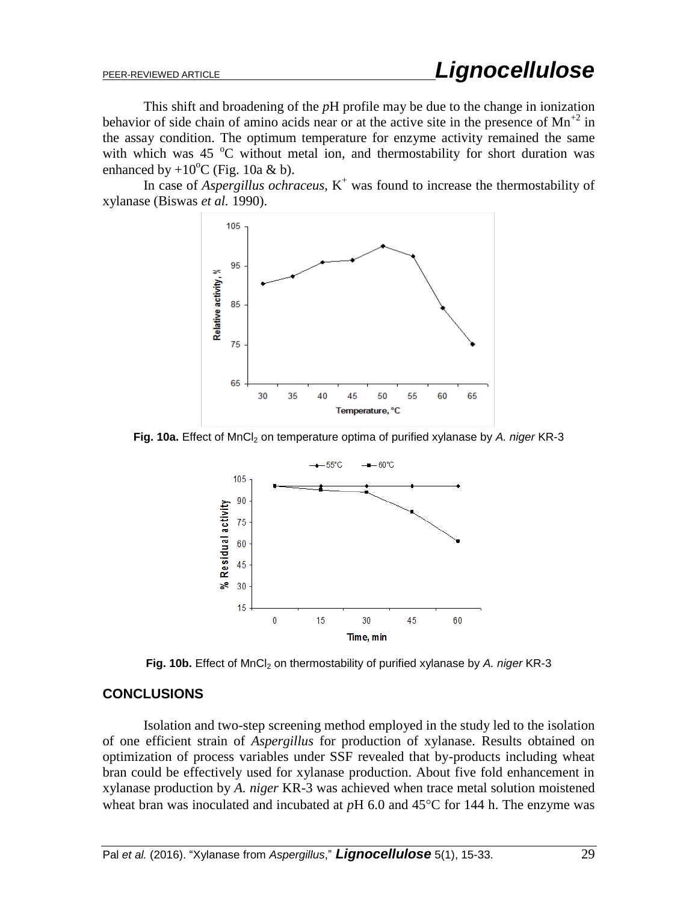This shift and broadening of the *p*H profile may be due to the change in ionization behavior of side chain of amino acids near or at the active site in the presence of $Mn^{+2}$ in the assay condition. The optimum temperature for enzyme activity remained the same with which was 45 °C without metal ion, and thermostability for short duration was enhanced by +10°C (Fig. 10a & b).

In case of *Aspergillus ochraceus*, $K^+$ was found to increase the thermostability of xylanase (Biswas *et al.* 1990).

**Fig. 10a.** Effect of $MnCl_2$ on temperature optima of purified xylanase by *A. niger* KR-3

**Fig. 10b.** Effect of $MnCl_2$ on thermostability of purified xylanase by *A. niger* KR-3

## CONCLUSIONS

Isolation and two-step screening method employed in the study led to the isolation of one efficient strain of *Aspergillus* for production of xylanase. Results obtained on optimization of process variables under SSF revealed that by-products including wheat bran could be effectively used for xylanase production. About five fold enhancement in xylanase production by *A. niger* KR-3 was achieved when trace metal solution moistened wheat bran was inoculated and incubated at *p*H 6.0 and 45°C for 144 h. The enzyme was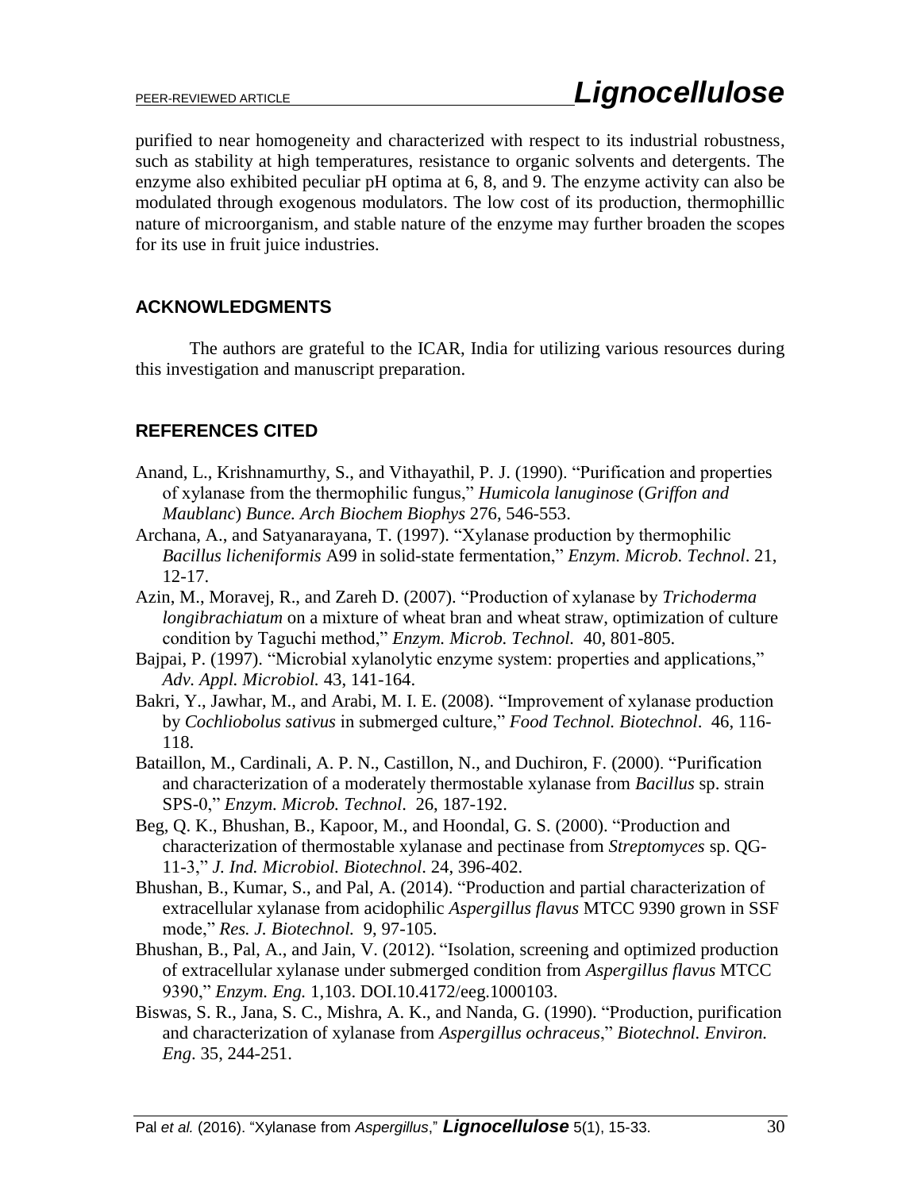purified to near homogeneity and characterized with respect to its industrial robustness, such as stability at high temperatures, resistance to organic solvents and detergents. The enzyme also exhibited peculiar pH optima at 6, 8, and 9. The enzyme activity can also be modulated through exogenous modulators. The low cost of its production, thermophillic nature of microorganism, and stable nature of the enzyme may further broaden the scopes for its use in fruit juice industries.

## ACKNOWLEDGMENTS

The authors are grateful to the ICAR, India for utilizing various resources during this investigation and manuscript preparation.

## REFERENCES CITED

Anand, L., Krishnamurthy, S., and Vithayathil, P. J. (1990). "Purification and properties of xylanase from the thermophilic fungus," *Humicola lanuginose* (*Griffon and Maublanc*) *Bunce. Arch Biochem Biophys* 276, 546-553.

Archana, A., and Satyanarayana, T. (1997). "Xylanase production by thermophilic *Bacillus licheniformis* A99 in solid-state fermentation," *Enzym. Microb. Technol*. 21, 12-17.

Azin, M., Moravej, R., and Zareh D. (2007). "Production of xylanase by *Trichoderma longibrachiatum* on a mixture of wheat bran and wheat straw, optimization of culture condition by Taguchi method," *Enzym. Microb. Technol.* 40, 801-805.

Bajpai, P. (1997). "Microbial xylanolytic enzyme system: properties and applications," *Adv. Appl. Microbiol.* 43, 141-164.

Bakri, Y., Jawhar, M., and Arabi, M. I. E. (2008). "Improvement of xylanase production by *Cochliobolus sativus* in submerged culture," *Food Technol. Biotechnol*. 46, 116-118.

Bataillon, M., Cardinali, A. P. N., Castillon, N., and Duchiron, F. (2000). "Purification and characterization of a moderately thermostable xylanase from *Bacillus* sp. strain SPS-0," *Enzym. Microb. Technol*. 26, 187-192.

Beg, Q. K., Bhushan, B., Kapoor, M., and Hoondal, G. S. (2000). "Production and characterization of thermostable xylanase and pectinase from *Streptomyces* sp. QG-11-3," *J. Ind. Microbiol. Biotechnol*. 24, 396-402.

Bhushan, B., Kumar, S., and Pal, A. (2014). "Production and partial characterization of extracellular xylanase from acidophilic *Aspergillus flavus* MTCC 9390 grown in SSF mode," *Res. J. Biotechnol.* 9, 97-105.

Bhushan, B., Pal, A., and Jain, V. (2012). "Isolation, screening and optimized production of extracellular xylanase under submerged condition from *Aspergillus flavus* MTCC 9390," *Enzym. Eng.* 1,103. DOI.10.4172/eeg.1000103.

Biswas, S. R., Jana, S. C., Mishra, A. K., and Nanda, G. (1990). "Production, purification and characterization of xylanase from *Aspergillus ochraceus*," *Biotechnol. Environ. Eng*. 35, 244-251.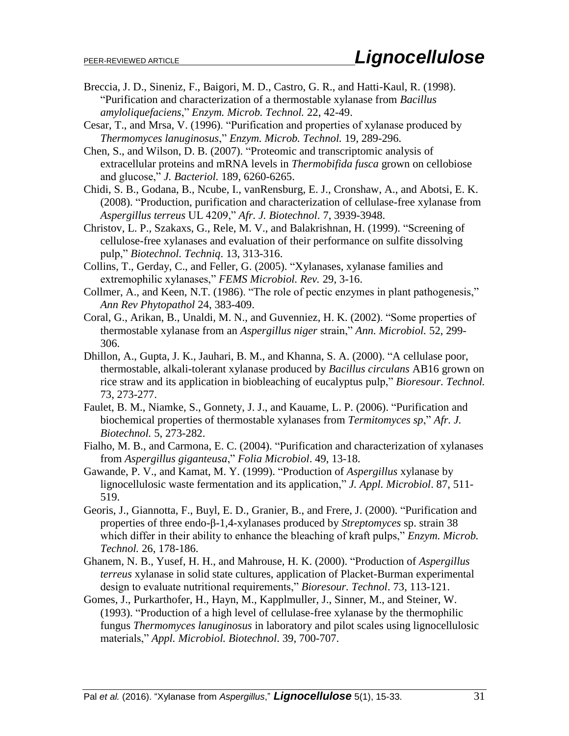Breccia, J. D., Sineniz, F., Baigori, M. D., Castro, G. R., and Hatti-Kaul, R. (1998). "Purification and characterization of a thermostable xylanase from *Bacillus amyloliquefaciens*," *Enzym. Microb. Technol.* 22, 42-49.

Cesar, T., and Mrsa, V. (1996). "Purification and properties of xylanase produced by *Thermomyces lanuginosus*," *Enzym. Microb. Technol.* 19, 289-296.

Chen, S., and Wilson, D. B. (2007). "Proteomic and transcriptomic analysis of extracellular proteins and mRNA levels in *Thermobifida fusca* grown on cellobiose and glucose," *J. Bacteriol*. 189, 6260-6265.

Chidi, S. B., Godana, B., Ncube, I., vanRensburg, E. J., Cronshaw, A., and Abotsi, E. K. (2008). "Production, purification and characterization of cellulase-free xylanase from *Aspergillus terreus* UL 4209," *Afr. J. Biotechnol*. 7, 3939-3948.

Christov, L. P., Szakaxs, G., Rele, M. V., and Balakrishnan, H. (1999). "Screening of cellulose-free xylanases and evaluation of their performance on sulfite dissolving pulp," *Biotechnol. Techniq*. 13, 313-316.

Collins, T., Gerday, C., and Feller, G. (2005). "Xylanases, xylanase families and extremophilic xylanases," *FEMS Microbiol. Rev.* 29, 3-16.

Collmer, A., and Keen, N.T. (1986). "The role of pectic enzymes in plant pathogenesis," *Ann Rev Phytopathol* 24, 383-409.

Coral, G., Arikan, B., Unaldi, M. N., and Guvenniez, H. K. (2002). "Some properties of thermostable xylanase from an *Aspergillus niger* strain," *Ann. Microbiol.* 52, 299-306.

Dhillon, A., Gupta, J. K., Jauhari, B. M., and Khanna, S. A. (2000). "A cellulase poor, thermostable, alkali-tolerant xylanase produced by *Bacillus circulans* AB16 grown on rice straw and its application in biobleaching of eucalyptus pulp," *Bioresour. Technol.* 73, 273-277.

Faulet, B. M., Niamke, S., Gonnety, J. J., and Kauame, L. P. (2006). "Purification and biochemical properties of thermostable xylanases from *Termitomyces sp*," *Afr. J. Biotechnol.* 5, 273-282.

Fialho, M. B., and Carmona, E. C. (2004). "Purification and characterization of xylanases from *Aspergillus giganteusa*," *Folia Microbiol*. 49, 13-18.

Gawande, P. V., and Kamat, M. Y. (1999). "Production of *Aspergillus* xylanase by lignocellulosic waste fermentation and its application," *J. Appl. Microbiol*. 87, 511-519.

Georis, J., Giannotta, F., Buyl, E. D., Granier, B., and Frere, J. (2000). "Purification and properties of three endo-β-1,4-xylanases produced by *Streptomyces* sp. strain 38 which differ in their ability to enhance the bleaching of kraft pulps," *Enzym. Microb. Technol.* 26, 178-186.

Ghanem, N. B., Yusef, H. H., and Mahrouse, H. K. (2000). "Production of *Aspergillus terreus* xylanase in solid state cultures, application of Placket-Burman experimental design to evaluate nutritional requirements," *Bioresour. Technol*. 73, 113-121.

Gomes, J., Purkarthofer, H., Hayn, M., Kapplmuller, J., Sinner, M., and Steiner, W. (1993). "Production of a high level of cellulase-free xylanase by the thermophilic fungus *Thermomyces lanuginosus* in laboratory and pilot scales using lignocellulosic materials," *Appl. Microbiol. Biotechnol*. 39, 700-707.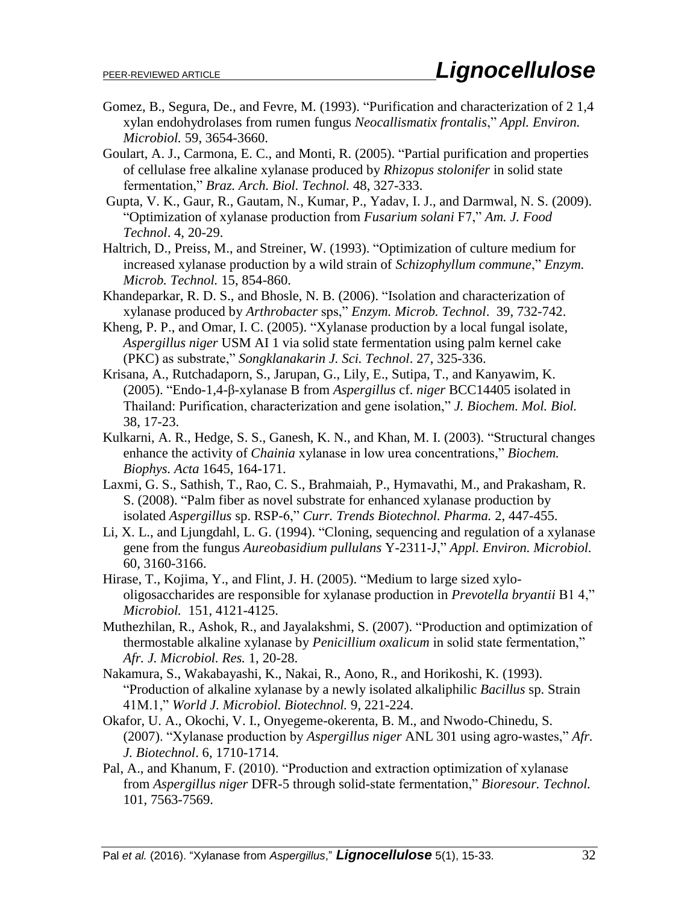Gomez, B., Segura, De., and Fevre, M. (1993). "Purification and characterization of 2 1,4 xylan endohydrolases from rumen fungus *Neocallismatix frontalis*," *Appl. Environ. Microbiol.* 59, 3654-3660.

Goulart, A. J., Carmona, E. C., and Monti, R. (2005). "Partial purification and properties of cellulase free alkaline xylanase produced by *Rhizopus stolonifer* in solid state fermentation," *Braz. Arch. Biol. Technol.* 48, 327-333.

Gupta, V. K., Gaur, R., Gautam, N., Kumar, P., Yadav, I. J., and Darmwal, N. S. (2009). "Optimization of xylanase production from *Fusarium solani* F7," *Am. J. Food Technol*. 4, 20-29.

Haltrich, D., Preiss, M., and Streiner, W. (1993). "Optimization of culture medium for increased xylanase production by a wild strain of *Schizophyllum commune*," *Enzym. Microb. Technol.* 15, 854-860.

Khandeparkar, R. D. S., and Bhosle, N. B. (2006). "Isolation and characterization of xylanase produced by *Arthrobacter* sps," *Enzym. Microb. Technol*. 39, 732-742.

Kheng, P. P., and Omar, I. C. (2005). "Xylanase production by a local fungal isolate, *Aspergillus niger* USM AI 1 via solid state fermentation using palm kernel cake (PKC) as substrate," *Songklanakarin J. Sci. Technol*. 27, 325-336.

Krisana, A., Rutchadaporn, S., Jarupan, G., Lily, E., Sutipa, T., and Kanyawim, K. (2005). "Endo-1,4-β-xylanase B from *Aspergillus* cf. *niger* BCC14405 isolated in Thailand: Purification, characterization and gene isolation," *J. Biochem. Mol. Biol.* 38, 17-23.

Kulkarni, A. R., Hedge, S. S., Ganesh, K. N., and Khan, M. I. (2003). "Structural changes enhance the activity of *Chainia* xylanase in low urea concentrations," *Biochem. Biophys. Acta* 1645, 164-171.

Laxmi, G. S., Sathish, T., Rao, C. S., Brahmaiah, P., Hymavathi, M., and Prakasham, R. S. (2008). "Palm fiber as novel substrate for enhanced xylanase production by isolated *Aspergillus* sp. RSP-6," *Curr. Trends Biotechnol. Pharma.* 2, 447-455.

Li, X. L., and Ljungdahl, L. G. (1994). "Cloning, sequencing and regulation of a xylanase gene from the fungus *Aureobasidium pullulans* Y-2311-J," *Appl. Environ. Microbiol.* 60, 3160-3166.

Hirase, T., Kojima, Y., and Flint, J. H. (2005). "Medium to large sized xylo-oligosaccharides are responsible for xylanase production in *Prevotella bryantii* B1 4," *Microbiol.* 151, 4121-4125.

Muthezhilan, R., Ashok, R., and Jayalakshmi, S. (2007). "Production and optimization of thermostable alkaline xylanase by *Penicillium oxalicum* in solid state fermentation," *Afr. J. Microbiol. Res.* 1, 20-28.

Nakamura, S., Wakabayashi, K., Nakai, R., Aono, R., and Horikoshi, K. (1993). "Production of alkaline xylanase by a newly isolated alkaliphilic *Bacillus* sp. Strain 41M.1," *World J. Microbiol. Biotechnol.* 9, 221-224.

Okafor, U. A., Okochi, V. I., Onyegeme-okerenta, B. M., and Nwodo-Chinedu, S. (2007). "Xylanase production by *Aspergillus niger* ANL 301 using agro-wastes," *Afr. J. Biotechnol*. 6, 1710-1714.

Pal, A., and Khanum, F. (2010). "Production and extraction optimization of xylanase from *Aspergillus niger* DFR-5 through solid-state fermentation," *Bioresour. Technol.* 101, 7563-7569.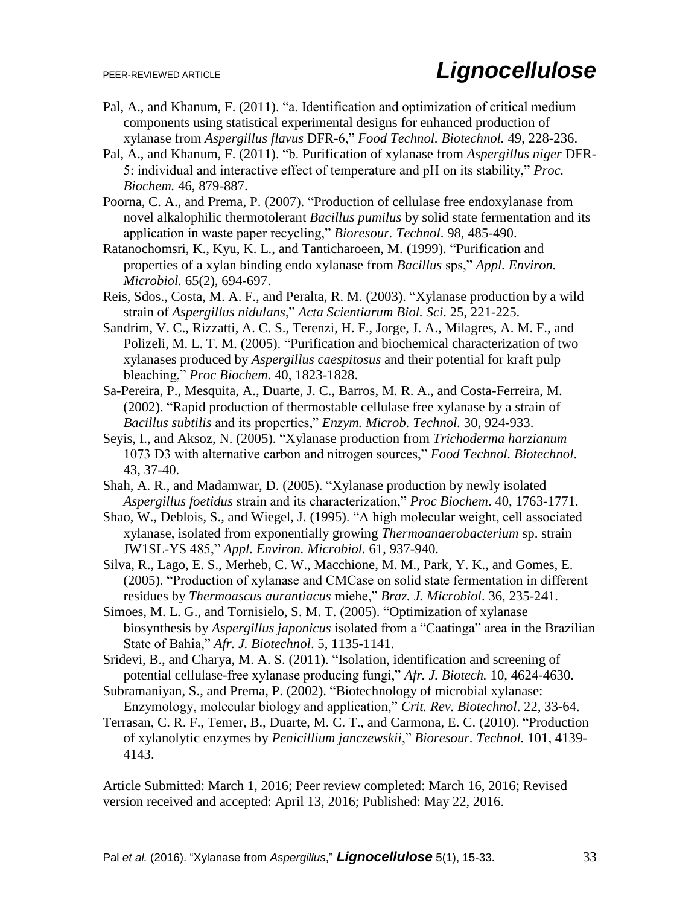Pal, A., and Khanum, F. (2011). "a. Identification and optimization of critical medium components using statistical experimental designs for enhanced production of xylanase from *Aspergillus flavus* DFR-6," *Food Technol. Biotechnol.* 49, 228-236.

Pal, A., and Khanum, F. (2011). "b. Purification of xylanase from *Aspergillus niger* DFR-5: individual and interactive effect of temperature and pH on its stability," *Proc. Biochem.* 46, 879-887.

Poorna, C. A., and Prema, P. (2007). "Production of cellulase free endoxylanase from novel alkalophilic thermotolerant *Bacillus pumilus* by solid state fermentation and its application in waste paper recycling," *Bioresour. Technol.* 98, 485-490.

Ratanochomsri, K., Kyu, K. L., and Tanticharoeen, M. (1999). "Purification and properties of a xylan binding endo xylanase from *Bacillus* sps," *Appl. Environ. Microbiol.* 65(2), 694-697.

Reis, Sdos., Costa, M. A. F., and Peralta, R. M. (2003). "Xylanase production by a wild strain of *Aspergillus nidulans*," *Acta Scientiarum Biol. Sci*. 25, 221-225.

Sandrim, V. C., Rizzatti, A. C. S., Terenzi, H. F., Jorge, J. A., Milagres, A. M. F., and Polizeli, M. L. T. M. (2005). "Purification and biochemical characterization of two xylanases produced by *Aspergillus caespitosus* and their potential for kraft pulp bleaching," *Proc Biochem*. 40, 1823-1828.

Sa-Pereira, P., Mesquita, A., Duarte, J. C., Barros, M. R. A., and Costa-Ferreira, M. (2002). "Rapid production of thermostable cellulase free xylanase by a strain of *Bacillus subtilis* and its properties," *Enzym. Microb. Technol.* 30, 924-933.

Seyis, I., and Aksoz, N. (2005). "Xylanase production from *Trichoderma harzianum* 1073 D3 with alternative carbon and nitrogen sources," *Food Technol. Biotechnol.* 43, 37-40.

Shah, A. R., and Madamwar, D. (2005). "Xylanase production by newly isolated *Aspergillus foetidus* strain and its characterization," *Proc Biochem*. 40, 1763-1771.

Shao, W., Deblois, S., and Wiegel, J. (1995). "A high molecular weight, cell associated xylanase, isolated from exponentially growing *Thermoanaerobacterium* sp. strain JW1SL-YS 485," *Appl. Environ. Microbiol.* 61, 937-940.

Silva, R., Lago, E. S., Merheb, C. W., Macchione, M. M., Park, Y. K., and Gomes, E. (2005). "Production of xylanase and CMCase on solid state fermentation in different residues by *Thermoascus aurantiacus* miehe," *Braz. J. Microbiol*. 36, 235-241.

Simoes, M. L. G., and Tornisielo, S. M. T. (2005). "Optimization of xylanase biosynthesis by *Aspergillus japonicus* isolated from a "Caatinga" area in the Brazilian State of Bahia," *Afr. J. Biotechnol*. 5, 1135-1141.

Sridevi, B., and Charya, M. A. S. (2011). "Isolation, identification and screening of potential cellulase-free xylanase producing fungi," *Afr. J. Biotech.* 10, 4624-4630.

Subramaniyan, S., and Prema, P. (2002). "Biotechnology of microbial xylanase: Enzymology, molecular biology and application," *Crit. Rev. Biotechnol*. 22, 33-64.

Terrasan, C. R. F., Temer, B., Duarte, M. C. T., and Carmona, E. C. (2010). "Production of xylanolytic enzymes by *Penicillium janczewskii*," *Bioresour. Technol.* 101, 4139-4143.

Article Submitted: March 1, 2016; Peer review completed: March 16, 2016; Revised version received and accepted: April 13, 2016; Published: May 22, 2016.